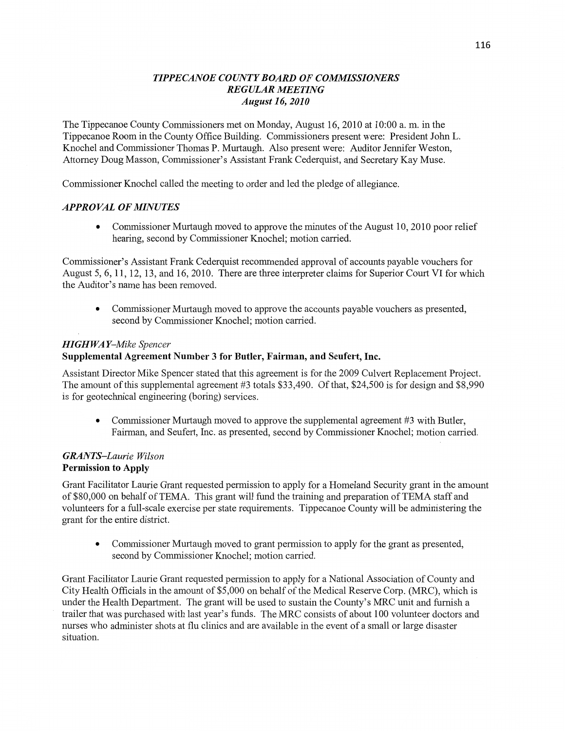# *TIPPECANOE COUNTY BOARD OF COMMISSIONERS*
## *REGULAR MEETING*
### *August 16, 2010*

The Tippecanoe County Commissioners met on Monday, August 16, 2010 at 10:00 a. m. in the Tippecanoe Room in the County Office Building. Commissioners present were: President John L. Knochel and Commissioner Thomas P. Murtaugh. Also present were: Auditor Jennifer Weston, Attorney Doug Masson, Commissioner's Assistant Frank Cederquist, and Secretary Kay Muse.

Commissioner Knochel called the meeting to order and led the pledge of allegiance.

### *APPROVAL OF MINUTES*

- Commissioner Murtaugh moved to approve the minutes of the August 10, 2010 poor relief hearing, second by Commissioner Knochel; motion carried.

Commissioner's Assistant Frank Cederquist recommended approval of accounts payable vouchers for August 5, 6, 11, 12, 13, and 16, 2010. There are three interpreter claims for Superior Court VI for which the Auditor's name has been removed.

- Commissioner Murtaugh moved to approve the accounts payable vouchers as presented, second by Commissioner Knochel; motion carried.

### *HIGHWAY–Mike Spencer*
**Supplemental Agreement Number 3 for Butler, Fairman, and Seufert, Inc.**

Assistant Director Mike Spencer stated that this agreement is for the 2009 Culvert Replacement Project. The amount of this supplemental agreement #3 totals $33,490. Of that, $24,500 is for design and $8,990 is for geotechnical engineering (boring) services.

- Commissioner Murtaugh moved to approve the supplemental agreement #3 with Butler, Fairman, and Seufert, Inc. as presented, second by Commissioner Knochel; motion carried.

### *GRANTS–Laurie Wilson*
**Permission to Apply**

Grant Facilitator Laurie Grant requested permission to apply for a Homeland Security grant in the amount of $80,000 on behalf of TEMA. This grant will fund the training and preparation of TEMA staff and volunteers for a full-scale exercise per state requirements. Tippecanoe County will be administering the grant for the entire district.

- Commissioner Murtaugh moved to grant permission to apply for the grant as presented, second by Commissioner Knochel; motion carried.

Grant Facilitator Laurie Grant requested permission to apply for a National Association of County and City Health Officials in the amount of $5,000 on behalf of the Medical Reserve Corp. (MRC), which is under the Health Department. The grant will be used to sustain the County's MRC unit and furnish a trailer that was purchased with last year's funds. The MRC consists of about 100 volunteer doctors and nurses who administer shots at flu clinics and are available in the event of a small or large disaster situation.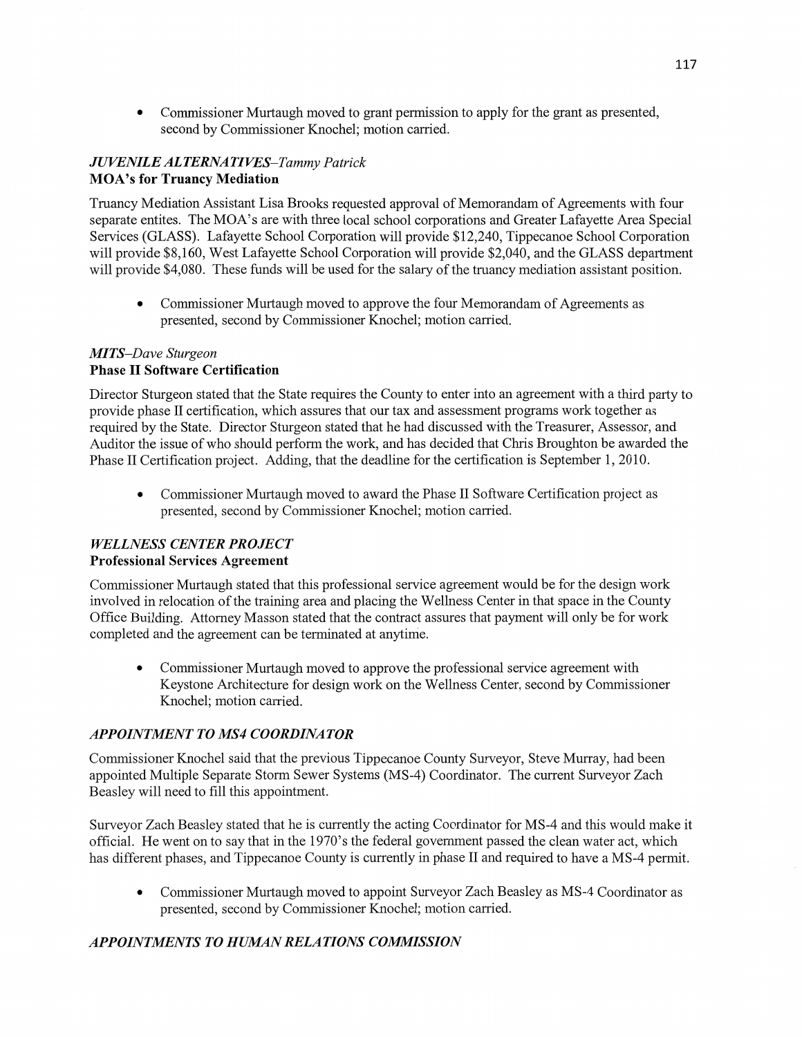- Commissioner Murtaugh moved to grant permission to apply for the grant as presented, second by Commissioner Knochel; motion carried.

### *JUVENILE ALTERNATIVES–Tammy Patrick*
**MOA's for Truancy Mediation**

Truancy Mediation Assistant Lisa Brooks requested approval of Memorandam of Agreements with four separate entites. The MOA's are with three local school corporations and Greater Lafayette Area Special Services (GLASS). Lafayette School Corporation will provide $12,240, Tippecanoe School Corporation will provide $8,160, West Lafayette School Corporation will provide $2,040, and the GLASS department will provide $4,080. These funds will be used for the salary of the truancy mediation assistant position.

- Commissioner Murtaugh moved to approve the four Memorandam of Agreements as presented, second by Commissioner Knochel; motion carried.

### *MITS–Dave Sturgeon*
**Phase II Software Certification**

Director Sturgeon stated that the State requires the County to enter into an agreement with a third party to provide phase II certification, which assures that our tax and assessment programs work together as required by the State. Director Sturgeon stated that he had discussed with the Treasurer, Assessor, and Auditor the issue of who should perform the work, and has decided that Chris Broughton be awarded the Phase II Certification project. Adding, that the deadline for the certification is September 1, 2010.

- Commissioner Murtaugh moved to award the Phase II Software Certification project as presented, second by Commissioner Knochel; motion carried.

### *WELLNESS CENTER PROJECT*
**Professional Services Agreement**

Commissioner Murtaugh stated that this professional service agreement would be for the design work involved in relocation of the training area and placing the Wellness Center in that space in the County Office Building. Attorney Masson stated that the contract assures that payment will only be for work completed and the agreement can be terminated at anytime.

- Commissioner Murtaugh moved to approve the professional service agreement with Keystone Architecture for design work on the Wellness Center, second by Commissioner Knochel; motion carried.

### *APPOINTMENT TO MS4 COORDINATOR*

Commissioner Knochel said that the previous Tippecanoe County Surveyor, Steve Murray, had been appointed Multiple Separate Storm Sewer Systems (MS-4) Coordinator. The current Surveyor Zach Beasley will need to fill this appointment.

Surveyor Zach Beasley stated that he is currently the acting Coordinator for MS-4 and this would make it official. He went on to say that in the 1970's the federal government passed the clean water act, which has different phases, and Tippecanoe County is currently in phase II and required to have a MS-4 permit.

- Commissioner Murtaugh moved to appoint Surveyor Zach Beasley as MS-4 Coordinator as presented, second by Commissioner Knochel; motion carried.

### *APPOINTMENTS TO HUMAN RELATIONS COMMISSION*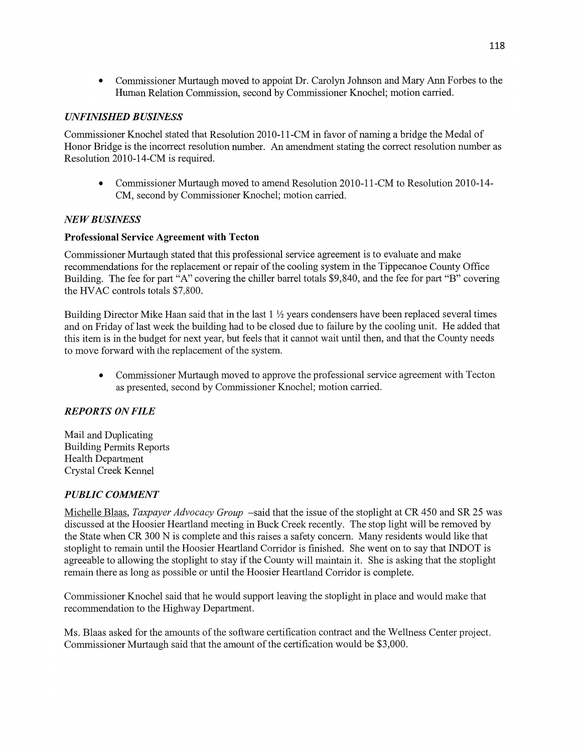- Commissioner Murtaugh moved to appoint Dr. Carolyn Johnson and Mary Ann Forbes to the Human Relation Commission, second by Commissioner Knochel; motion carried.

### *UNFINISHED BUSINESS*

Commissioner Knochel stated that Resolution 2010-11-CM in favor of naming a bridge the Medal of Honor Bridge is the incorrect resolution number. An amendment stating the correct resolution number as Resolution 2010-14-CM is required.

- Commissioner Murtaugh moved to amend Resolution 2010-11-CM to Resolution 2010-14-CM, second by Commissioner Knochel; motion carried.

### *NEW BUSINESS*

**Professional Service Agreement with Tecton**

Commissioner Murtaugh stated that this professional service agreement is to evaluate and make recommendations for the replacement or repair of the cooling system in the Tippecanoe County Office Building. The fee for part "A" covering the chiller barrel totals $9,840, and the fee for part "B" covering the HVAC controls totals $7,800.

Building Director Mike Haan said that in the last 1 ½ years condensers have been replaced several times and on Friday of last week the building had to be closed due to failure by the cooling unit. He added that this item is in the budget for next year, but feels that it cannot wait until then, and that the County needs to move forward with the replacement of the system.

- Commissioner Murtaugh moved to approve the professional service agreement with Tecton as presented, second by Commissioner Knochel; motion carried.

### *REPORTS ON FILE*

Mail and Duplicating
Building Permits Reports
Health Department
Crystal Creek Kennel

### *PUBLIC COMMENT*

Michelle Blaas, *Taxpayer Advocacy Group* –said that the issue of the stoplight at CR 450 and SR 25 was discussed at the Hoosier Heartland meeting in Buck Creek recently. The stop light will be removed by the State when CR 300 N is complete and this raises a safety concern. Many residents would like that stoplight to remain until the Hoosier Heartland Corridor is finished. She went on to say that INDOT is agreeable to allowing the stoplight to stay if the County will maintain it. She is asking that the stoplight remain there as long as possible or until the Hoosier Heartland Corridor is complete.

Commissioner Knochel said that he would support leaving the stoplight in place and would make that recommendation to the Highway Department.

Ms. Blaas asked for the amounts of the software certification contract and the Wellness Center project. Commissioner Murtaugh said that the amount of the certification would be $3,000.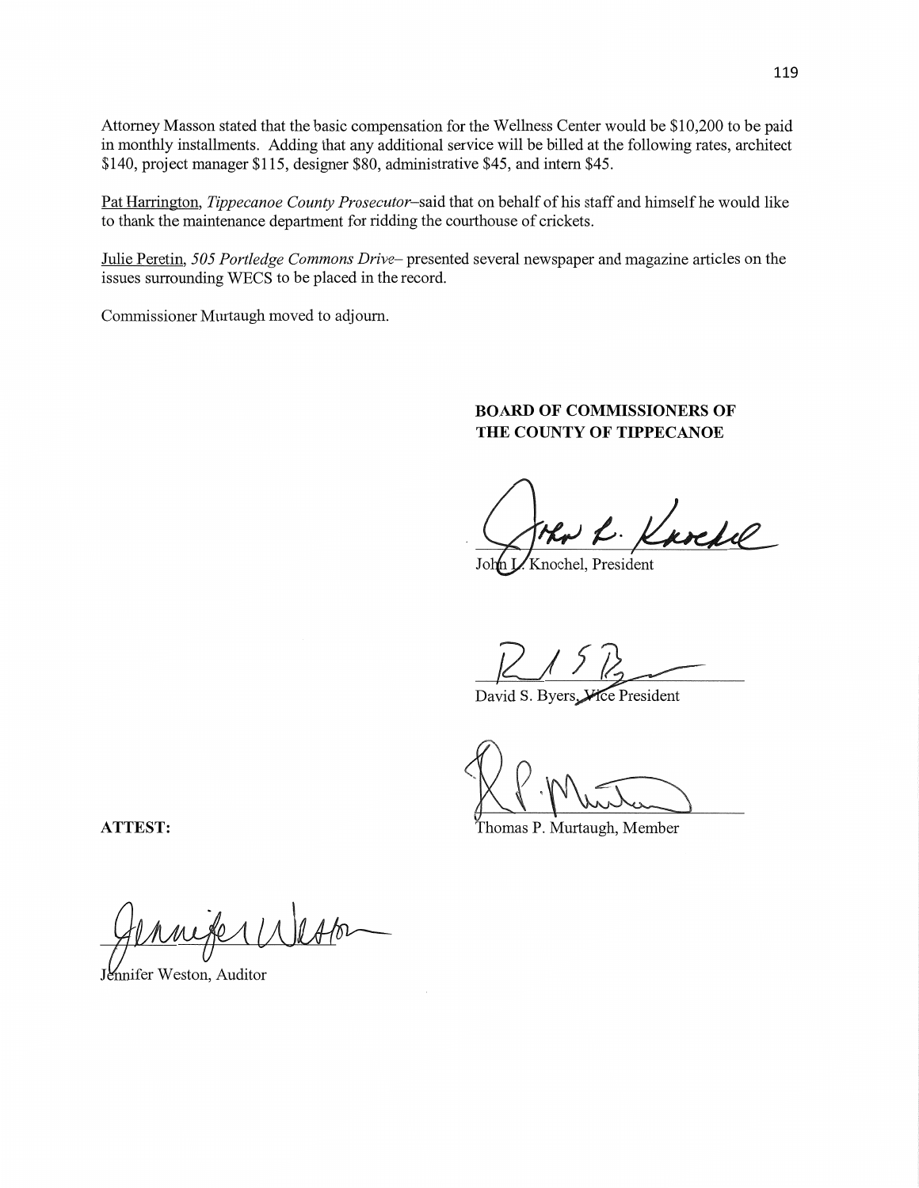Attorney Masson stated that the basic compensation for the Wellness Center would be $10,200 to be paid in monthly installments. Adding that any additional service will be billed at the following rates, architect $140, project manager $115, designer $80, administrative $45, and intern $45.

Pat Harrington, *Tippecanoe County Prosecutor*–said that on behalf of his staff and himself he would like to thank the maintenance department for ridding the courthouse of crickets.

Julie Peretin, *505 Portledge Commons Drive*– presented several newspaper and magazine articles on the issues surrounding WECS to be placed in the record.

Commissioner Murtaugh moved to adjourn.

**BOARD OF COMMISSIONERS OF THE COUNTY OF TIPPECANOE**

John L. Knochel, President

David S. Byers, Vice President

Thomas P. Murtaugh, Member

**ATTEST:**

Jennifer Weston, Auditor